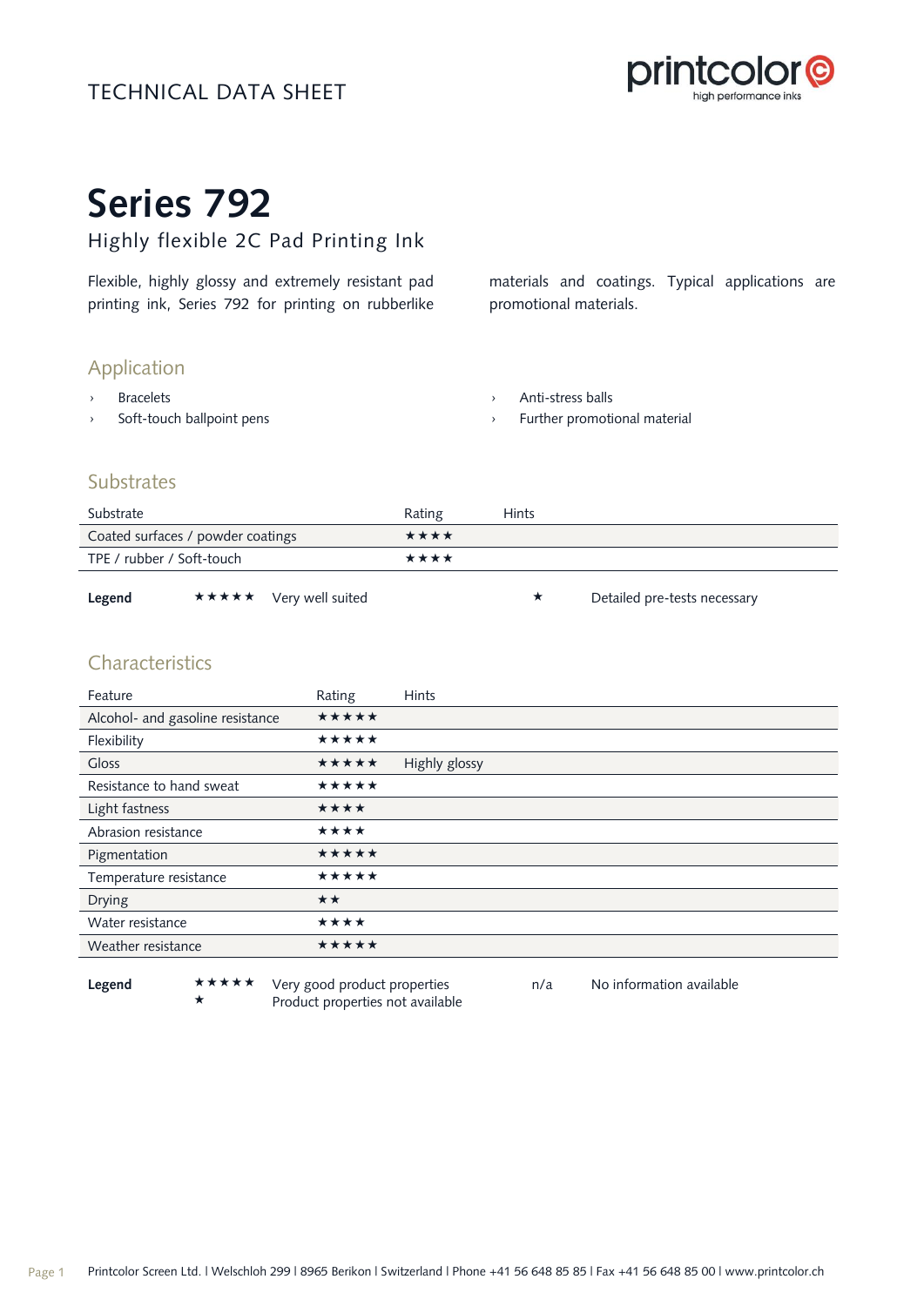TECHNICAL DATA SHEET

# Series 792

## Highly flexible 2C Pad Printing Ink

Flexible, highly glossy and extremely resistant pad printing ink, Series 792 for printing on rubberlike materials and coatings. Typical applications are promotional materials.

### Application

- Bracelets
- Soft-touch ballpoint pens
- Anti-stress balls
- Further promotional material

### Substrates

| Substrate | Rating | Hints |
|---|---|---|
| Coated surfaces / powder coatings | ★★★★ | |
| TPE / rubber / Soft-touch | ★★★★ | |

**Legend** ★★★★★ Very well suited ★ Detailed pre-tests necessary

### Characteristics

| Feature | Rating | Hints |
|---|---|---|
| Alcohol- and gasoline resistance | ★★★★★ | |
| Flexibility | ★★★★★ | |
| Gloss | ★★★★★ | Highly glossy |
| Resistance to hand sweat | ★★★★★ | |
| Light fastness | ★★★★ | |
| Abrasion resistance | ★★★★ | |
| Pigmentation | ★★★★★ | |
| Temperature resistance | ★★★★★ | |
| Drying | ★★ | |
| Water resistance | ★★★★ | |
| Weather resistance | ★★★★★ | |

**Legend** ★★★★★ Very good product properties n/a No information available
★ Product properties not available

Printcolor Screen Ltd. | Welschloh 299 | 8965 Berikon | Switzerland | Phone +41 56 648 85 85 | Fax +41 56 648 85 00 | www.printcolor.ch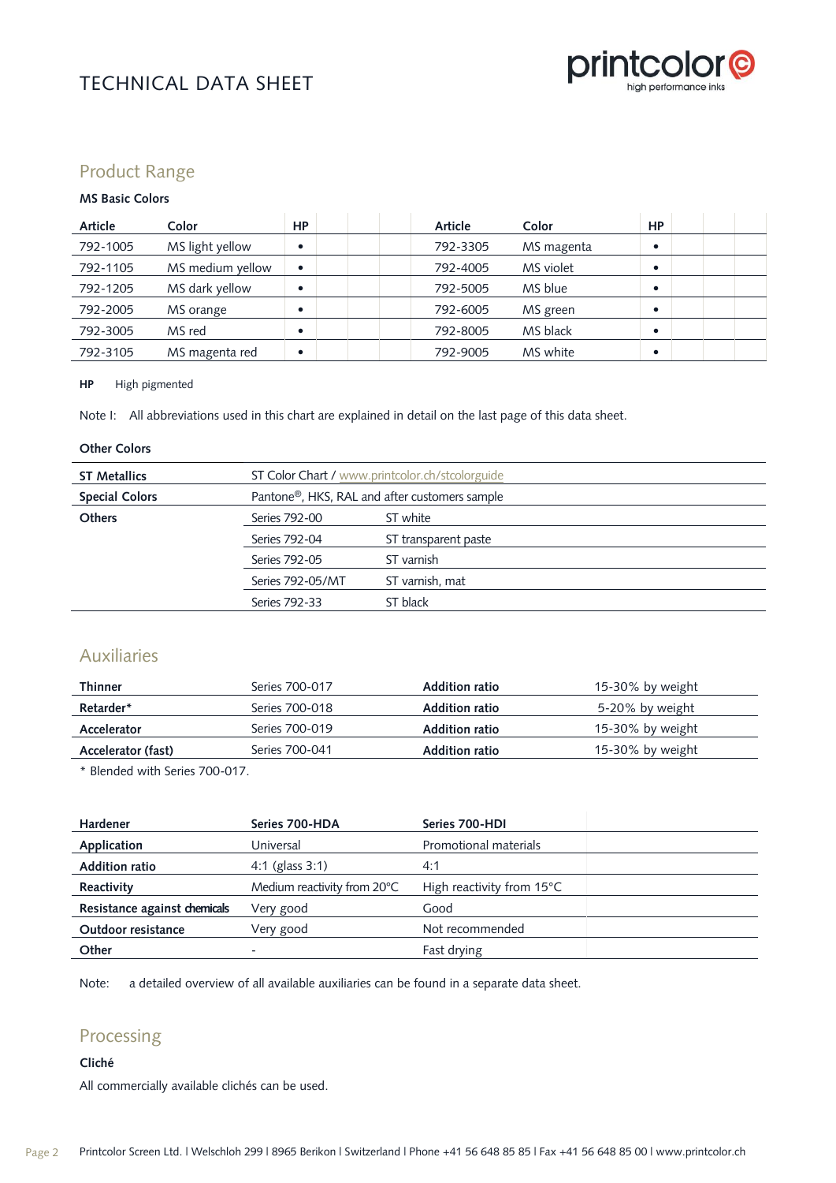## Product Range

**MS Basic Colors**

| Article | Color | HP | Article | Color | HP |
|---|---|---|---|---|---|
| 792-1005 | MS light yellow | • | 792-3305 | MS magenta | • |
| 792-1105 | MS medium yellow | • | 792-4005 | MS violet | • |
| 792-1205 | MS dark yellow | • | 792-5005 | MS blue | • |
| 792-2005 | MS orange | • | 792-6005 | MS green | • |
| 792-3005 | MS red | • | 792-8005 | MS black | • |
| 792-3105 | MS magenta red | • | 792-9005 | MS white | • |

**HP** High pigmented

Note I: All abbreviations used in this chart are explained in detail on the last page of this data sheet.

**Other Colors**

| | | |
|---|---|---|
| **ST Metallics** | ST Color Chart / www.printcolor.ch/stcolorguide | |
| **Special Colors** | Pantone®, HKS, RAL and after customers sample | |
| **Others** | Series 792-00 | ST white |
| | Series 792-04 | ST transparent paste |
| | Series 792-05 | ST varnish |
| | Series 792-05/MT | ST varnish, mat |
| | Series 792-33 | ST black |

## Auxiliaries

| | | | |
|---|---|---|---|
| **Thinner** | Series 700-017 | **Addition ratio** | 15-30% by weight |
| **Retarder*** | Series 700-018 | **Addition ratio** | 5-20% by weight |
| **Accelerator** | Series 700-019 | **Addition ratio** | 15-30% by weight |
| **Accelerator (fast)** | Series 700-041 | **Addition ratio** | 15-30% by weight |

* Blended with Series 700-017.

| Hardener | Series 700-HDA | Series 700-HDI |
|---|---|---|
| **Application** | Universal | Promotional materials |
| **Addition ratio** | 4:1 (glass 3:1) | 4:1 |
| **Reactivity** | Medium reactivity from 20°C | High reactivity from 15°C |
| **Resistance against chemicals** | Very good | Good |
| **Outdoor resistance** | Very good | Not recommended |
| **Other** | - | Fast drying |

Note: a detailed overview of all available auxiliaries can be found in a separate data sheet.

## Processing

**Cliché**

All commercially available clichés can be used.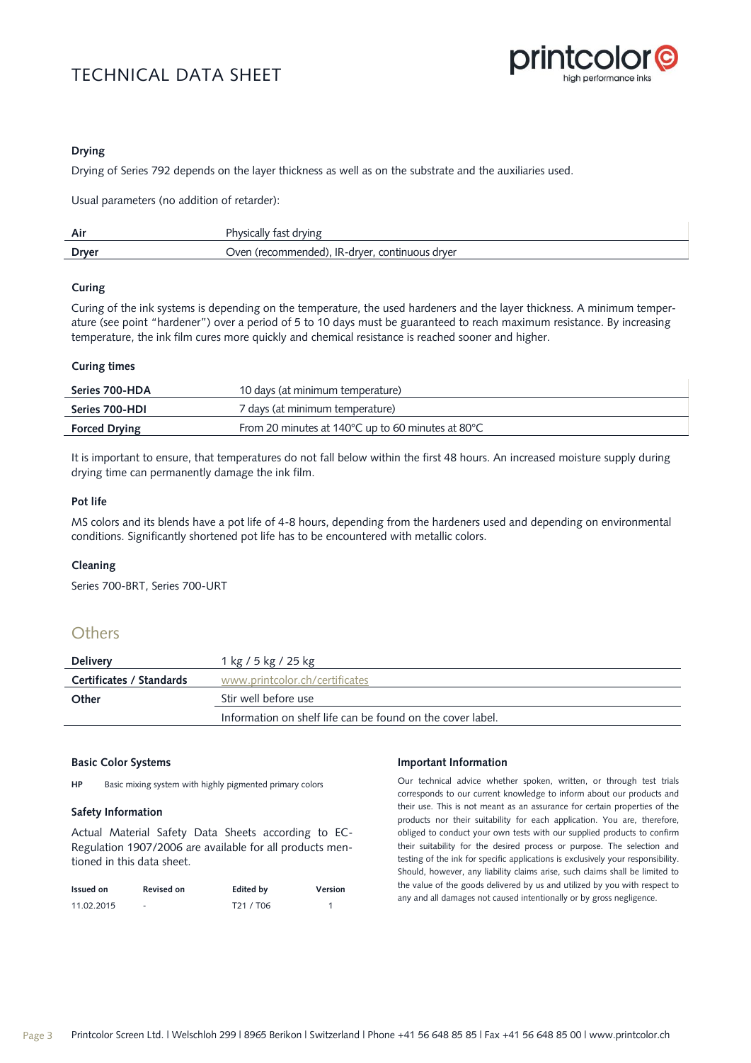### Drying

Drying of Series 792 depends on the layer thickness as well as on the substrate and the auxiliaries used.

Usual parameters (no addition of retarder):

| | |
|---|---|
| **Air** | Physically fast drying |
| **Dryer** | Oven (recommended), IR-dryer, continuous dryer |

### Curing

Curing of the ink systems is depending on the temperature, the used hardeners and the layer thickness. A minimum temperature (see point "hardener") over a period of 5 to 10 days must be guaranteed to reach maximum resistance. By increasing temperature, the ink film cures more quickly and chemical resistance is reached sooner and higher.

### Curing times

| | |
|---|---|
| **Series 700-HDA** | 10 days (at minimum temperature) |
| **Series 700-HDI** | 7 days (at minimum temperature) |
| **Forced Drying** | From 20 minutes at 140°C up to 60 minutes at 80°C |

It is important to ensure, that temperatures do not fall below within the first 48 hours. An increased moisture supply during drying time can permanently damage the ink film.

### Pot life

MS colors and its blends have a pot life of 4-8 hours, depending from the hardeners used and depending on environmental conditions. Significantly shortened pot life has to be encountered with metallic colors.

### Cleaning

Series 700-BRT, Series 700-URT

## Others

| | |
|---|---|
| **Delivery** | 1 kg / 5 kg / 25 kg |
| **Certificates / Standards** | www.printcolor.ch/certificates |
| **Other** | Stir well before use |
| | Information on shelf life can be found on the cover label. |

### Basic Color Systems

**HP** Basic mixing system with highly pigmented primary colors

### Safety Information

Actual Material Safety Data Sheets according to EC-Regulation 1907/2006 are available for all products mentioned in this data sheet.

| Issued on | Revised on | Edited by | Version |
|---|---|---|---|
| 11.02.2015 | - | T21 / T06 | 1 |

### Important Information

Our technical advice whether spoken, written, or through test trials corresponds to our current knowledge to inform about our products and their use. This is not meant as an assurance for certain properties of the products nor their suitability for each application. You are, therefore, obliged to conduct your own tests with our supplied products to confirm their suitability for the desired process or purpose. The selection and testing of the ink for specific applications is exclusively your responsibility. Should, however, any liability claims arise, such claims shall be limited to the value of the goods delivered by us and utilized by you with respect to any and all damages not caused intentionally or by gross negligence.